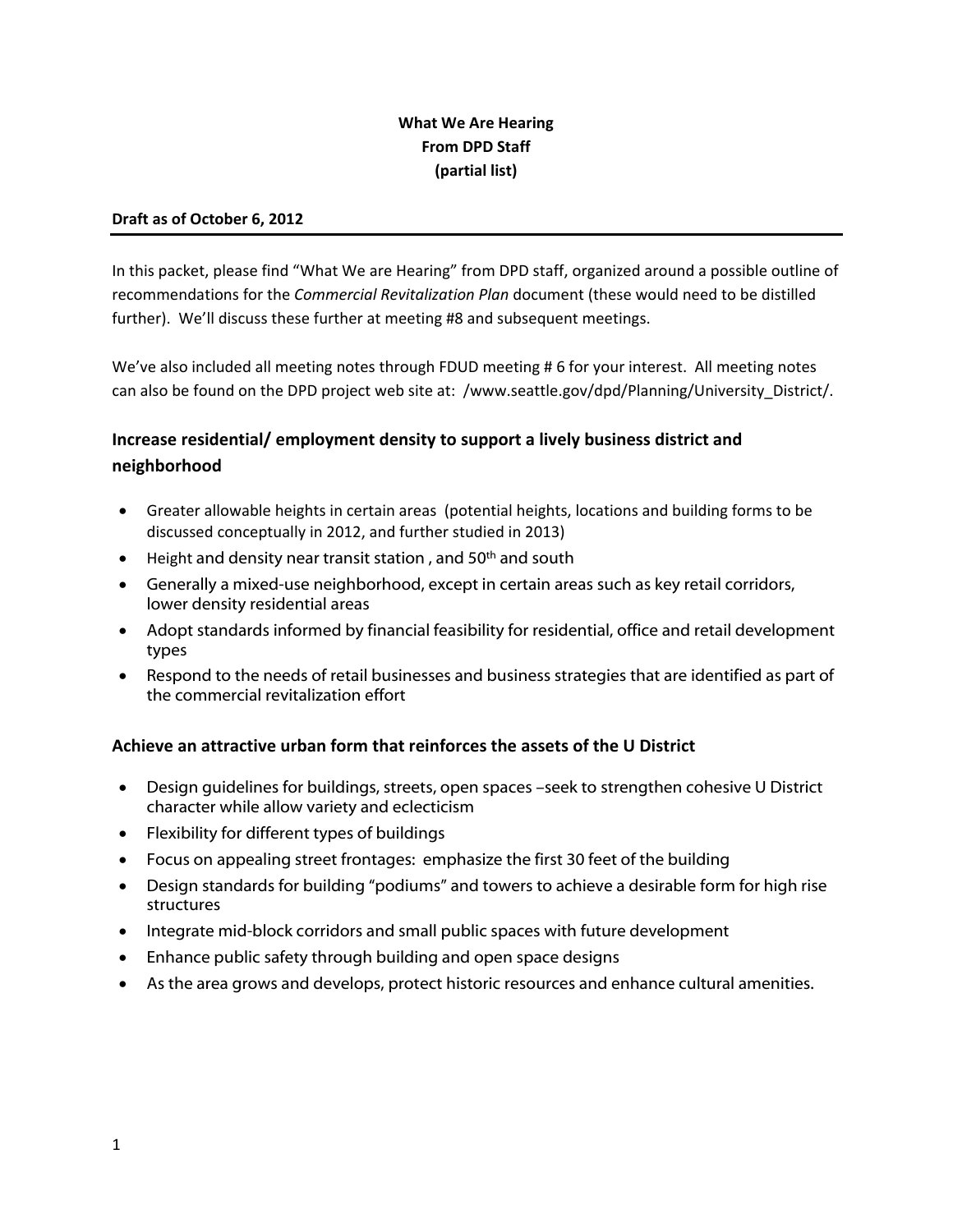**What We Are Hearing**
**From DPD Staff**
**(partial list)**

**Draft as of October 6, 2012**

---

In this packet, please find “What We are Hearing” from DPD staff, organized around a possible outline of recommendations for the *Commercial Revitalization Plan* document (these would need to be distilled further). We’ll discuss these further at meeting #8 and subsequent meetings.

We’ve also included all meeting notes through FDUD meeting # 6 for your interest. All meeting notes can also be found on the DPD project web site at: /www.seattle.gov/dpd/Planning/University_District/.

## Increase residential/ employment density to support a lively business district and neighborhood

- Greater allowable heights in certain areas (potential heights, locations and building forms to be discussed conceptually in 2012, and further studied in 2013)
- Height and density near transit station , and 50th and south
- Generally a mixed-use neighborhood, except in certain areas such as key retail corridors, lower density residential areas
- Adopt standards informed by financial feasibility for residential, office and retail development types
- Respond to the needs of retail businesses and business strategies that are identified as part of the commercial revitalization effort

## Achieve an attractive urban form that reinforces the assets of the U District

- Design guidelines for buildings, streets, open spaces –seek to strengthen cohesive U District character while allow variety and eclecticism
- Flexibility for different types of buildings
- Focus on appealing street frontages: emphasize the first 30 feet of the building
- Design standards for building “podiums” and towers to achieve a desirable form for high rise structures
- Integrate mid-block corridors and small public spaces with future development
- Enhance public safety through building and open space designs
- As the area grows and develops, protect historic resources and enhance cultural amenities.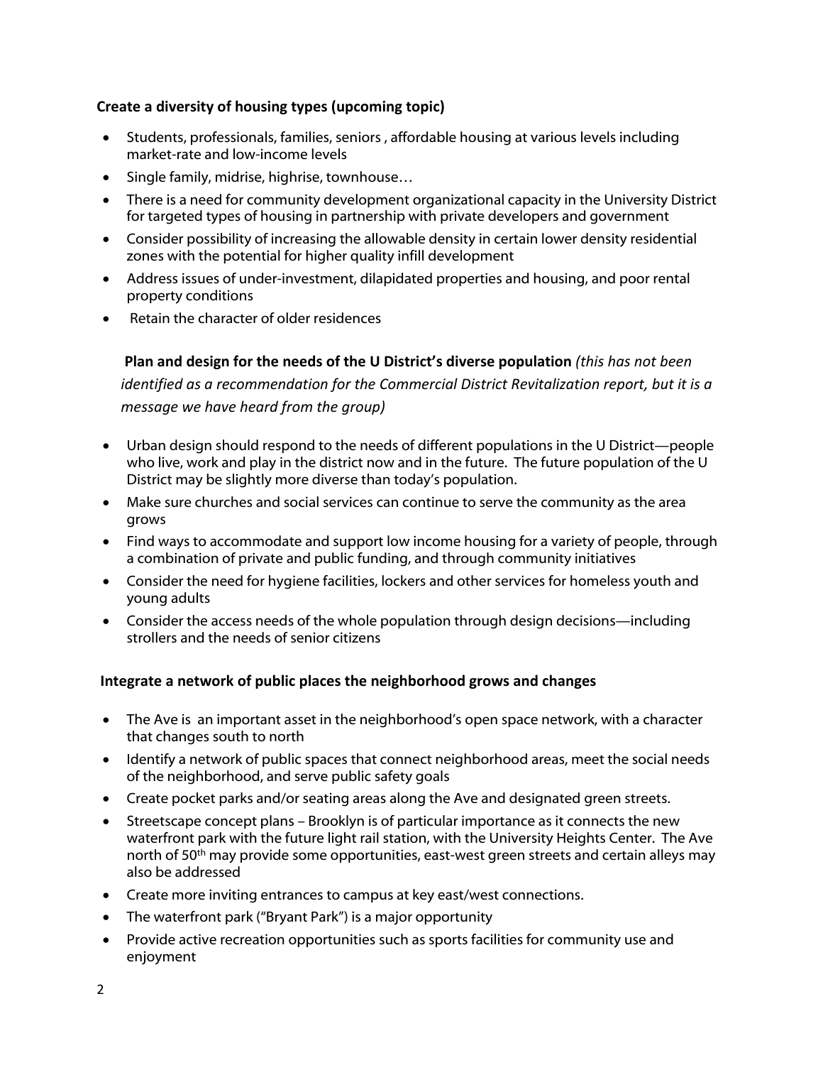**Create a diversity of housing types (upcoming topic)**

- Students, professionals, families, seniors , affordable housing at various levels including market-rate and low-income levels
- Single family, midrise, highrise, townhouse…
- There is a need for community development organizational capacity in the University District for targeted types of housing in partnership with private developers and government
- Consider possibility of increasing the allowable density in certain lower density residential zones with the potential for higher quality infill development
- Address issues of under-investment, dilapidated properties and housing, and poor rental property conditions
- Retain the character of older residences

**Plan and design for the needs of the U District's diverse population** *(this has not been identified as a recommendation for the Commercial District Revitalization report, but it is a message we have heard from the group)*

- Urban design should respond to the needs of different populations in the U District—people who live, work and play in the district now and in the future. The future population of the U District may be slightly more diverse than today's population.
- Make sure churches and social services can continue to serve the community as the area grows
- Find ways to accommodate and support low income housing for a variety of people, through a combination of private and public funding, and through community initiatives
- Consider the need for hygiene facilities, lockers and other services for homeless youth and young adults
- Consider the access needs of the whole population through design decisions—including strollers and the needs of senior citizens

**Integrate a network of public places the neighborhood grows and changes**

- The Ave is an important asset in the neighborhood's open space network, with a character that changes south to north
- Identify a network of public spaces that connect neighborhood areas, meet the social needs of the neighborhood, and serve public safety goals
- Create pocket parks and/or seating areas along the Ave and designated green streets.
- Streetscape concept plans – Brooklyn is of particular importance as it connects the new waterfront park with the future light rail station, with the University Heights Center. The Ave north of 50th may provide some opportunities, east-west green streets and certain alleys may also be addressed
- Create more inviting entrances to campus at key east/west connections.
- The waterfront park ("Bryant Park") is a major opportunity
- Provide active recreation opportunities such as sports facilities for community use and enjoyment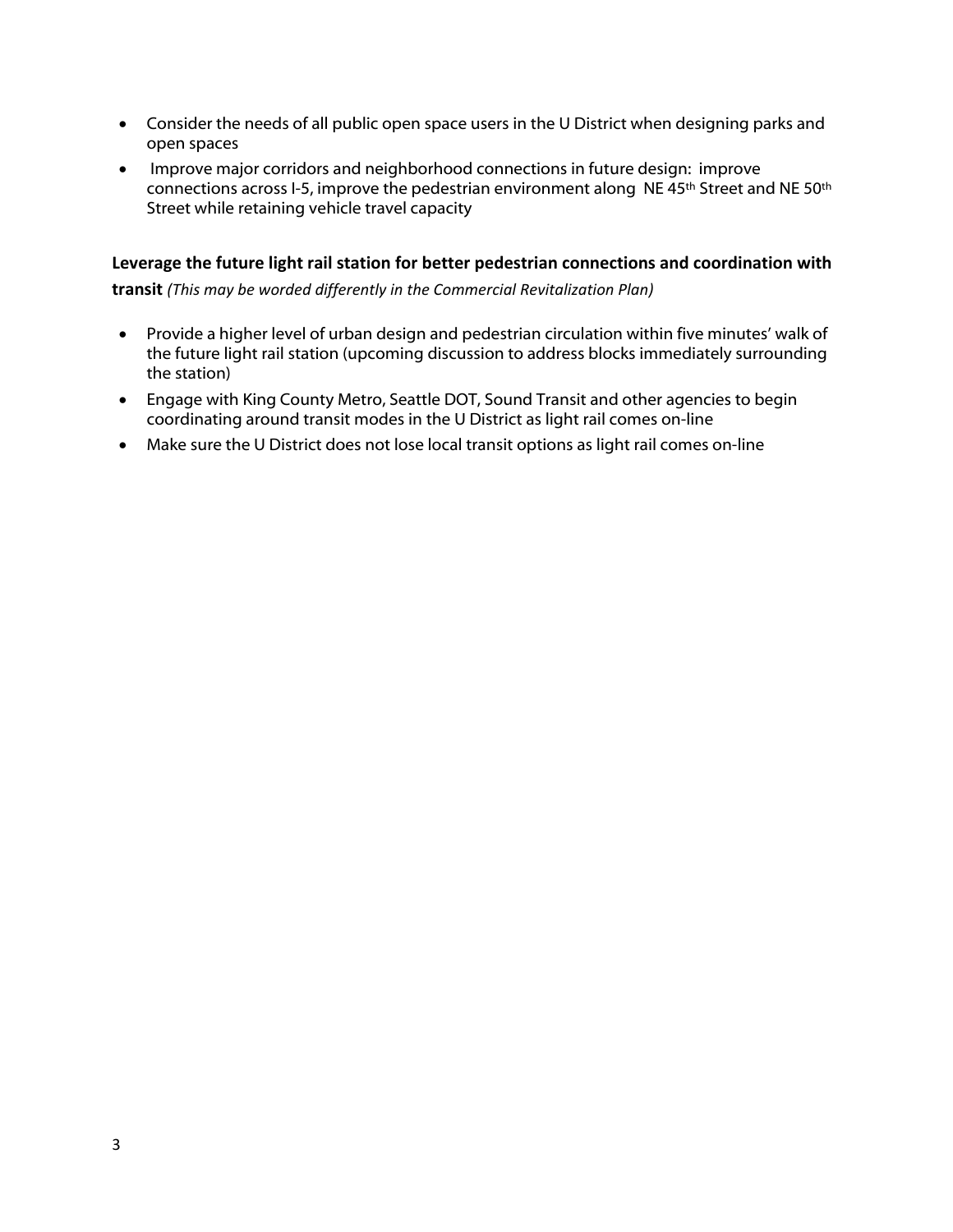- Consider the needs of all public open space users in the U District when designing parks and open spaces
- Improve major corridors and neighborhood connections in future design: improve connections across I-5, improve the pedestrian environment along NE 45th Street and NE 50th Street while retaining vehicle travel capacity

**Leverage the future light rail station for better pedestrian connections and coordination with transit** *(This may be worded differently in the Commercial Revitalization Plan)*

- Provide a higher level of urban design and pedestrian circulation within five minutes' walk of the future light rail station (upcoming discussion to address blocks immediately surrounding the station)
- Engage with King County Metro, Seattle DOT, Sound Transit and other agencies to begin coordinating around transit modes in the U District as light rail comes on-line
- Make sure the U District does not lose local transit options as light rail comes on-line